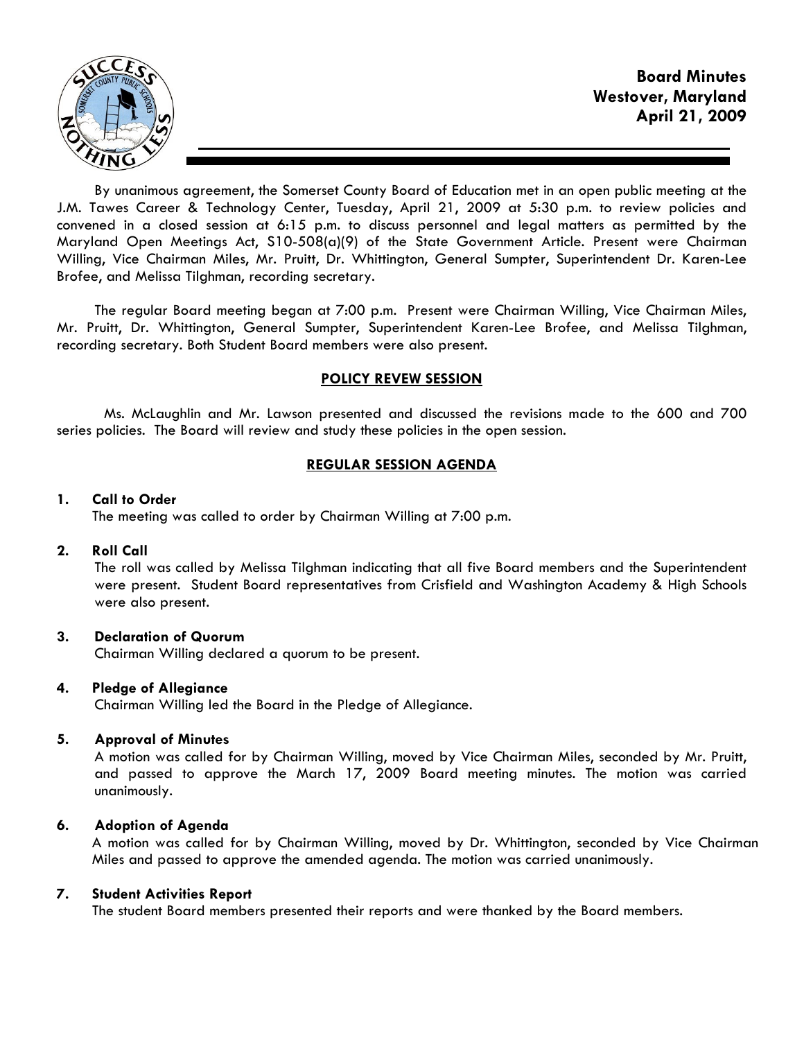**Board Minutes**
**Westover, Maryland**
**April 21, 2009**

By unanimous agreement, the Somerset County Board of Education met in an open public meeting at the J.M. Tawes Career & Technology Center, Tuesday, April 21, 2009 at 5:30 p.m. to review policies and convened in a closed session at 6:15 p.m. to discuss personnel and legal matters as permitted by the Maryland Open Meetings Act, S10-508(a)(9) of the State Government Article. Present were Chairman Willing, Vice Chairman Miles, Mr. Pruitt, Dr. Whittington, General Sumpter, Superintendent Dr. Karen-Lee Brofee, and Melissa Tilghman, recording secretary.

The regular Board meeting began at 7:00 p.m. Present were Chairman Willing, Vice Chairman Miles, Mr. Pruitt, Dr. Whittington, General Sumpter, Superintendent Karen-Lee Brofee, and Melissa Tilghman, recording secretary. Both Student Board members were also present.

## POLICY REVEW SESSION

Ms. McLaughlin and Mr. Lawson presented and discussed the revisions made to the 600 and 700 series policies. The Board will review and study these policies in the open session.

## REGULAR SESSION AGENDA

**1. Call to Order**

The meeting was called to order by Chairman Willing at 7:00 p.m.

**2. Roll Call**

The roll was called by Melissa Tilghman indicating that all five Board members and the Superintendent were present. Student Board representatives from Crisfield and Washington Academy & High Schools were also present.

**3. Declaration of Quorum**

Chairman Willing declared a quorum to be present.

**4. Pledge of Allegiance**

Chairman Willing led the Board in the Pledge of Allegiance.

**5. Approval of Minutes**

A motion was called for by Chairman Willing, moved by Vice Chairman Miles, seconded by Mr. Pruitt, and passed to approve the March 17, 2009 Board meeting minutes. The motion was carried unanimously.

**6. Adoption of Agenda**

A motion was called for by Chairman Willing, moved by Dr. Whittington, seconded by Vice Chairman Miles and passed to approve the amended agenda. The motion was carried unanimously.

**7. Student Activities Report**

The student Board members presented their reports and were thanked by the Board members.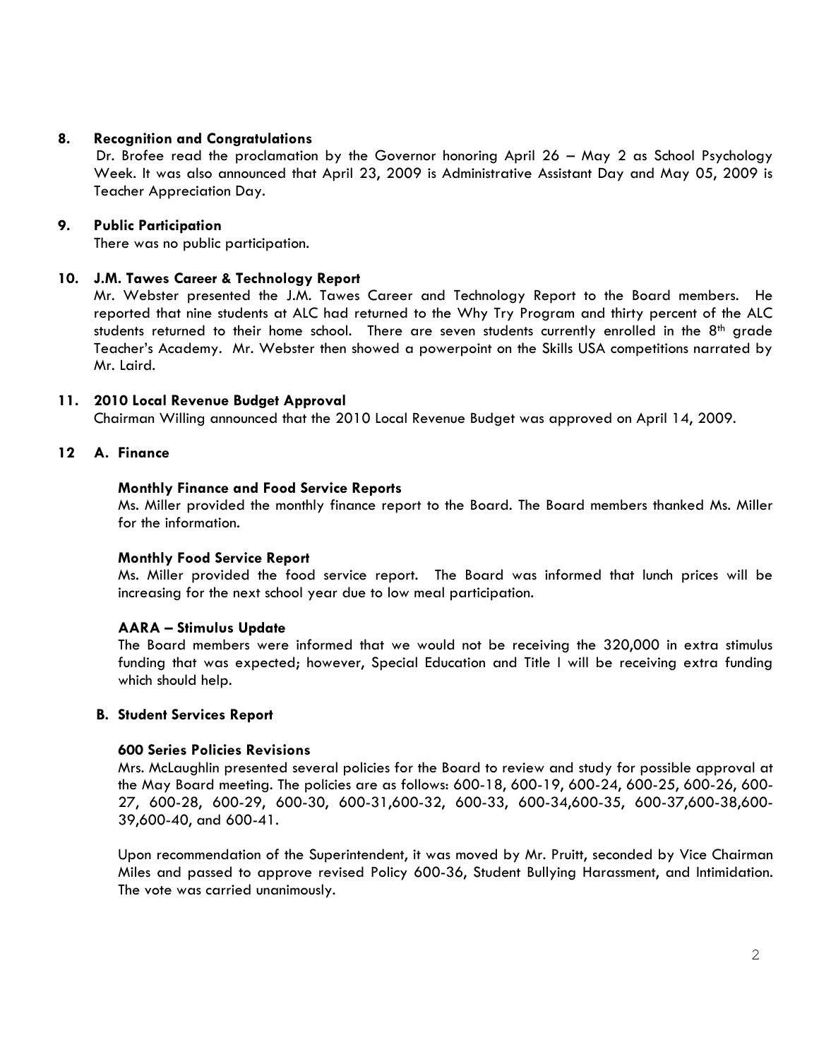**8. Recognition and Congratulations**

Dr. Brofee read the proclamation by the Governor honoring April 26 – May 2 as School Psychology Week. It was also announced that April 23, 2009 is Administrative Assistant Day and May 05, 2009 is Teacher Appreciation Day.

**9. Public Participation**

There was no public participation.

**10. J.M. Tawes Career & Technology Report**

Mr. Webster presented the J.M. Tawes Career and Technology Report to the Board members. He reported that nine students at ALC had returned to the Why Try Program and thirty percent of the ALC students returned to their home school. There are seven students currently enrolled in the 8th grade Teacher's Academy. Mr. Webster then showed a powerpoint on the Skills USA competitions narrated by Mr. Laird.

**11. 2010 Local Revenue Budget Approval**

Chairman Willing announced that the 2010 Local Revenue Budget was approved on April 14, 2009.

**12 A. Finance**

**Monthly Finance and Food Service Reports**

Ms. Miller provided the monthly finance report to the Board. The Board members thanked Ms. Miller for the information.

**Monthly Food Service Report**

Ms. Miller provided the food service report. The Board was informed that lunch prices will be increasing for the next school year due to low meal participation.

**AARA – Stimulus Update**

The Board members were informed that we would not be receiving the 320,000 in extra stimulus funding that was expected; however, Special Education and Title I will be receiving extra funding which should help.

**B. Student Services Report**

**600 Series Policies Revisions**

Mrs. McLaughlin presented several policies for the Board to review and study for possible approval at the May Board meeting. The policies are as follows: 600-18, 600-19, 600-24, 600-25, 600-26, 600-27, 600-28, 600-29, 600-30, 600-31,600-32, 600-33, 600-34,600-35, 600-37,600-38,600-39,600-40, and 600-41.

Upon recommendation of the Superintendent, it was moved by Mr. Pruitt, seconded by Vice Chairman Miles and passed to approve revised Policy 600-36, Student Bullying Harassment, and Intimidation. The vote was carried unanimously.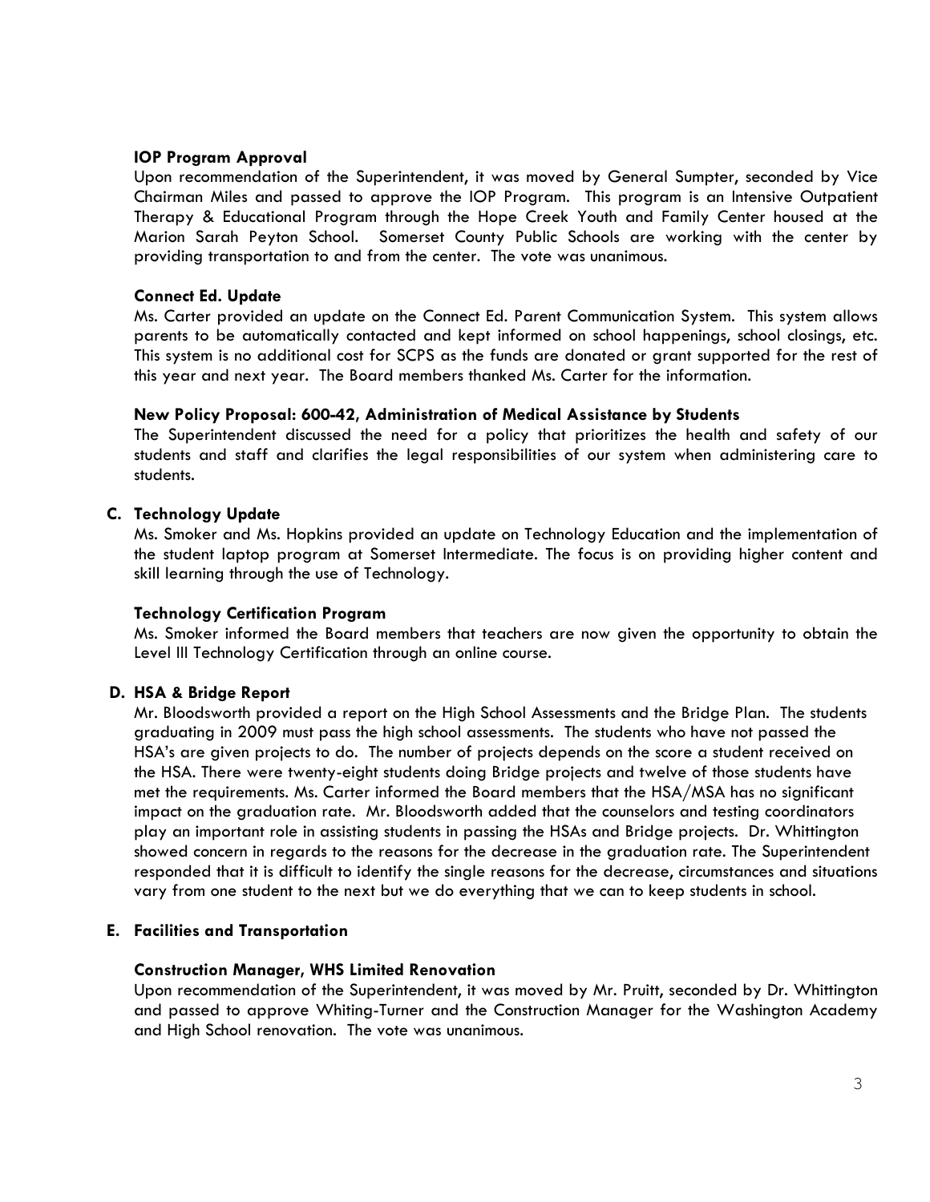**IOP Program Approval**

Upon recommendation of the Superintendent, it was moved by General Sumpter, seconded by Vice Chairman Miles and passed to approve the IOP Program. This program is an Intensive Outpatient Therapy & Educational Program through the Hope Creek Youth and Family Center housed at the Marion Sarah Peyton School. Somerset County Public Schools are working with the center by providing transportation to and from the center. The vote was unanimous.

**Connect Ed. Update**

Ms. Carter provided an update on the Connect Ed. Parent Communication System. This system allows parents to be automatically contacted and kept informed on school happenings, school closings, etc. This system is no additional cost for SCPS as the funds are donated or grant supported for the rest of this year and next year. The Board members thanked Ms. Carter for the information.

**New Policy Proposal: 600-42, Administration of Medical Assistance by Students**

The Superintendent discussed the need for a policy that prioritizes the health and safety of our students and staff and clarifies the legal responsibilities of our system when administering care to students.

**C. Technology Update**

Ms. Smoker and Ms. Hopkins provided an update on Technology Education and the implementation of the student laptop program at Somerset Intermediate. The focus is on providing higher content and skill learning through the use of Technology.

**Technology Certification Program**

Ms. Smoker informed the Board members that teachers are now given the opportunity to obtain the Level III Technology Certification through an online course.

**D. HSA & Bridge Report**

Mr. Bloodsworth provided a report on the High School Assessments and the Bridge Plan. The students graduating in 2009 must pass the high school assessments. The students who have not passed the HSA's are given projects to do. The number of projects depends on the score a student received on the HSA. There were twenty-eight students doing Bridge projects and twelve of those students have met the requirements. Ms. Carter informed the Board members that the HSA/MSA has no significant impact on the graduation rate. Mr. Bloodsworth added that the counselors and testing coordinators play an important role in assisting students in passing the HSAs and Bridge projects. Dr. Whittington showed concern in regards to the reasons for the decrease in the graduation rate. The Superintendent responded that it is difficult to identify the single reasons for the decrease, circumstances and situations vary from one student to the next but we do everything that we can to keep students in school.

**E. Facilities and Transportation**

**Construction Manager, WHS Limited Renovation**

Upon recommendation of the Superintendent, it was moved by Mr. Pruitt, seconded by Dr. Whittington and passed to approve Whiting-Turner and the Construction Manager for the Washington Academy and High School renovation. The vote was unanimous.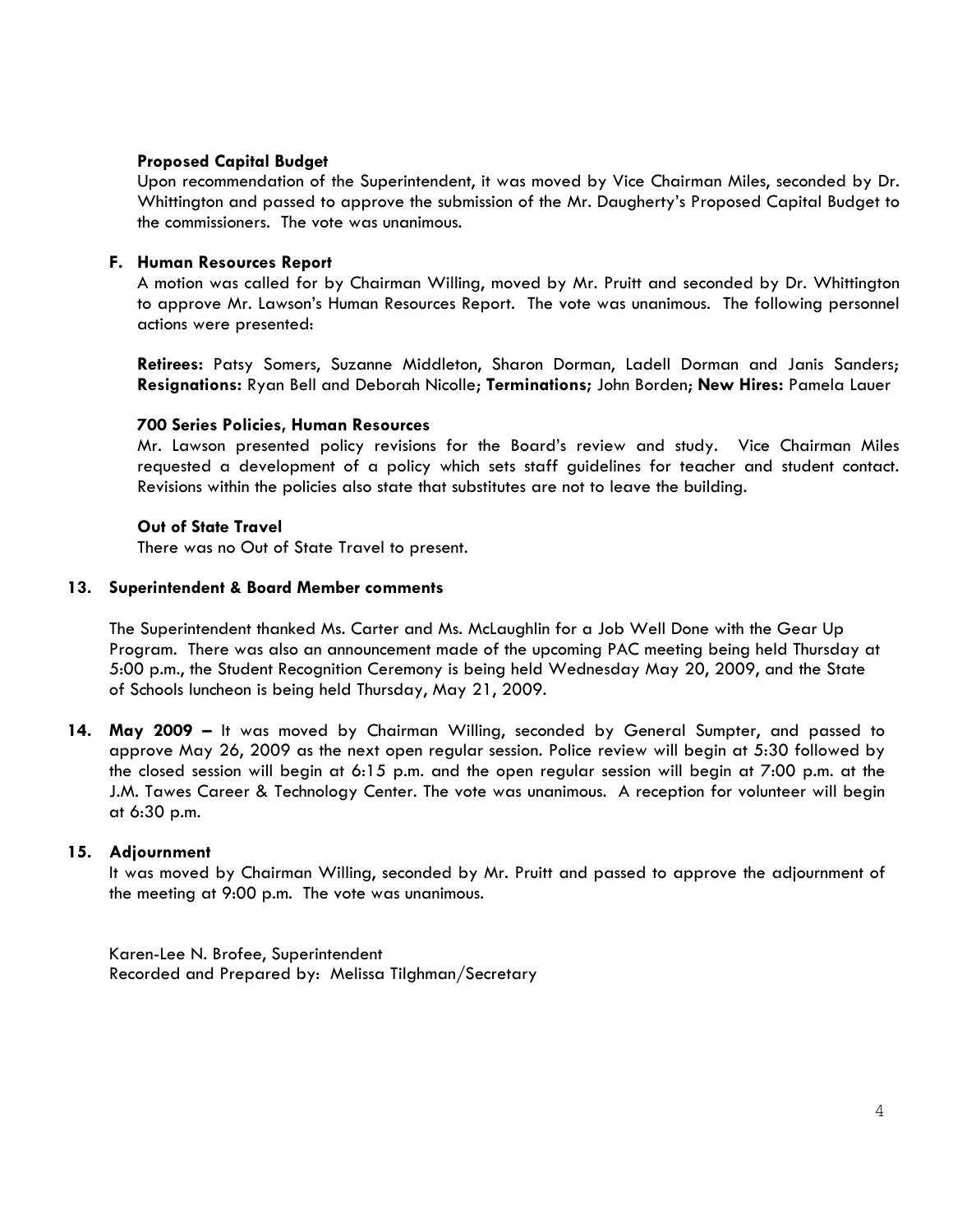**Proposed Capital Budget**

Upon recommendation of the Superintendent, it was moved by Vice Chairman Miles, seconded by Dr. Whittington and passed to approve the submission of the Mr. Daugherty's Proposed Capital Budget to the commissioners. The vote was unanimous.

**F. Human Resources Report**

A motion was called for by Chairman Willing, moved by Mr. Pruitt and seconded by Dr. Whittington to approve Mr. Lawson's Human Resources Report. The vote was unanimous. The following personnel actions were presented:

**Retirees:** Patsy Somers, Suzanne Middleton, Sharon Dorman, Ladell Dorman and Janis Sanders; **Resignations:** Ryan Bell and Deborah Nicolle; **Terminations;** John Borden; **New Hires:** Pamela Lauer

**700 Series Policies, Human Resources**

Mr. Lawson presented policy revisions for the Board's review and study. Vice Chairman Miles requested a development of a policy which sets staff guidelines for teacher and student contact. Revisions within the policies also state that substitutes are not to leave the building.

**Out of State Travel**

There was no Out of State Travel to present.

**13. Superintendent & Board Member comments**

The Superintendent thanked Ms. Carter and Ms. McLaughlin for a Job Well Done with the Gear Up Program. There was also an announcement made of the upcoming PAC meeting being held Thursday at 5:00 p.m., the Student Recognition Ceremony is being held Wednesday May 20, 2009, and the State of Schools luncheon is being held Thursday, May 21, 2009.

**14. May 2009 –** It was moved by Chairman Willing, seconded by General Sumpter, and passed to approve May 26, 2009 as the next open regular session. Police review will begin at 5:30 followed by the closed session will begin at 6:15 p.m. and the open regular session will begin at 7:00 p.m. at the J.M. Tawes Career & Technology Center. The vote was unanimous. A reception for volunteer will begin at 6:30 p.m.

**15. Adjournment**

It was moved by Chairman Willing, seconded by Mr. Pruitt and passed to approve the adjournment of the meeting at 9:00 p.m. The vote was unanimous.

Karen-Lee N. Brofee, Superintendent
Recorded and Prepared by: Melissa Tilghman/Secretary